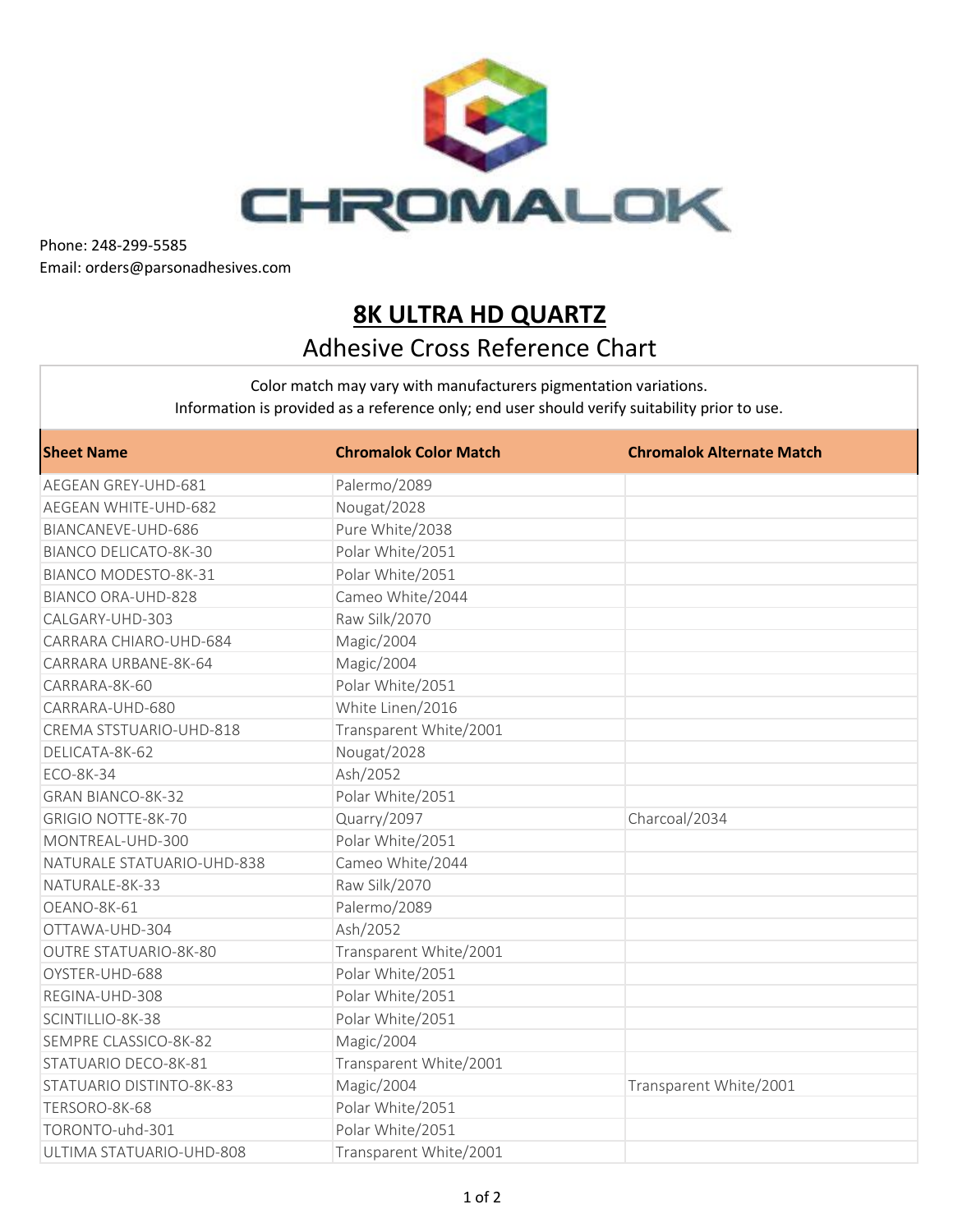CHROMALOK

Phone: 248-299-5585
Email: orders@parsonadhesives.com

# 8K ULTRA HD QUARTZ

## Adhesive Cross Reference Chart

Color match may vary with manufacturers pigmentation variations.
Information is provided as a reference only; end user should verify suitability prior to use.

| Sheet Name | Chromalok Color Match | Chromalok Alternate Match |
|---|---|---|
| AEGEAN GREY-UHD-681 | Palermo/2089 | |
| AEGEAN WHITE-UHD-682 | Nougat/2028 | |
| BIANCANEVE-UHD-686 | Pure White/2038 | |
| BIANCO DELICATO-8K-30 | Polar White/2051 | |
| BIANCO MODESTO-8K-31 | Polar White/2051 | |
| BIANCO ORA-UHD-828 | Cameo White/2044 | |
| CALGARY-UHD-303 | Raw Silk/2070 | |
| CARRARA CHIARO-UHD-684 | Magic/2004 | |
| CARRARA URBANE-8K-64 | Magic/2004 | |
| CARRARA-8K-60 | Polar White/2051 | |
| CARRARA-UHD-680 | White Linen/2016 | |
| CREMA STSTUARIO-UHD-818 | Transparent White/2001 | |
| DELICATA-8K-62 | Nougat/2028 | |
| ECO-8K-34 | Ash/2052 | |
| GRAN BIANCO-8K-32 | Polar White/2051 | |
| GRIGIO NOTTE-8K-70 | Quarry/2097 | Charcoal/2034 |
| MONTREAL-UHD-300 | Polar White/2051 | |
| NATURALE STATUARIO-UHD-838 | Cameo White/2044 | |
| NATURALE-8K-33 | Raw Silk/2070 | |
| OEANO-8K-61 | Palermo/2089 | |
| OTTAWA-UHD-304 | Ash/2052 | |
| OUTRE STATUARIO-8K-80 | Transparent White/2001 | |
| OYSTER-UHD-688 | Polar White/2051 | |
| REGINA-UHD-308 | Polar White/2051 | |
| SCINTILLIO-8K-38 | Polar White/2051 | |
| SEMPRE CLASSICO-8K-82 | Magic/2004 | |
| STATUARIO DECO-8K-81 | Transparent White/2001 | |
| STATUARIO DISTINTO-8K-83 | Magic/2004 | Transparent White/2001 |
| TERSORO-8K-68 | Polar White/2051 | |
| TORONTO-uhd-301 | Polar White/2051 | |
| ULTIMA STATUARIO-UHD-808 | Transparent White/2001 | |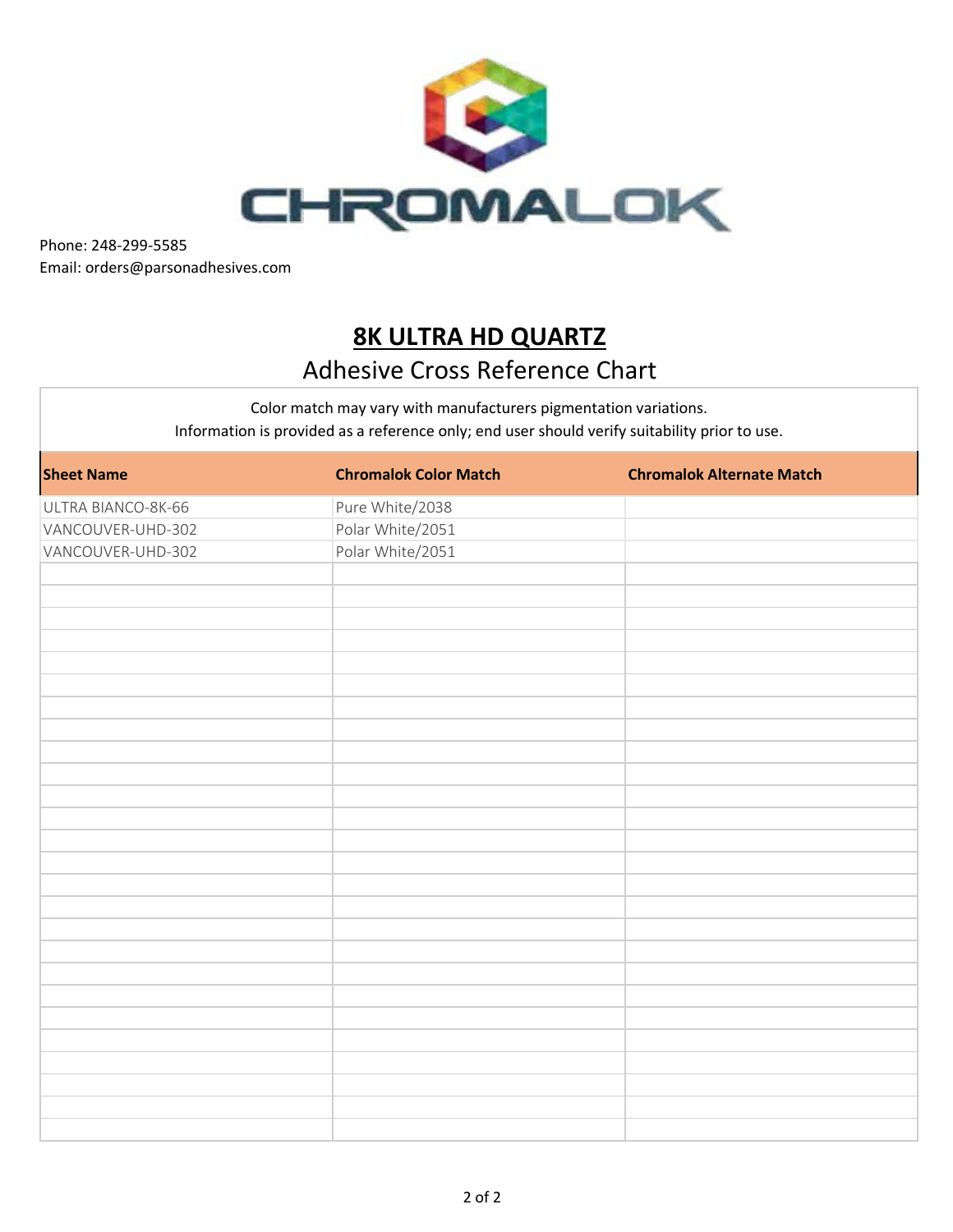CHROMALOK

Phone: 248-299-5585
Email: orders@parsonadhesives.com

# 8K ULTRA HD QUARTZ

## Adhesive Cross Reference Chart

Color match may vary with manufacturers pigmentation variations.
Information is provided as a reference only; end user should verify suitability prior to use.

| Sheet Name | Chromalok Color Match | Chromalok Alternate Match |
|---|---|---|
| ULTRA BIANCO-8K-66 | Pure White/2038 | |
| VANCOUVER-UHD-302 | Polar White/2051 | |
| VANCOUVER-UHD-302 | Polar White/2051 | |